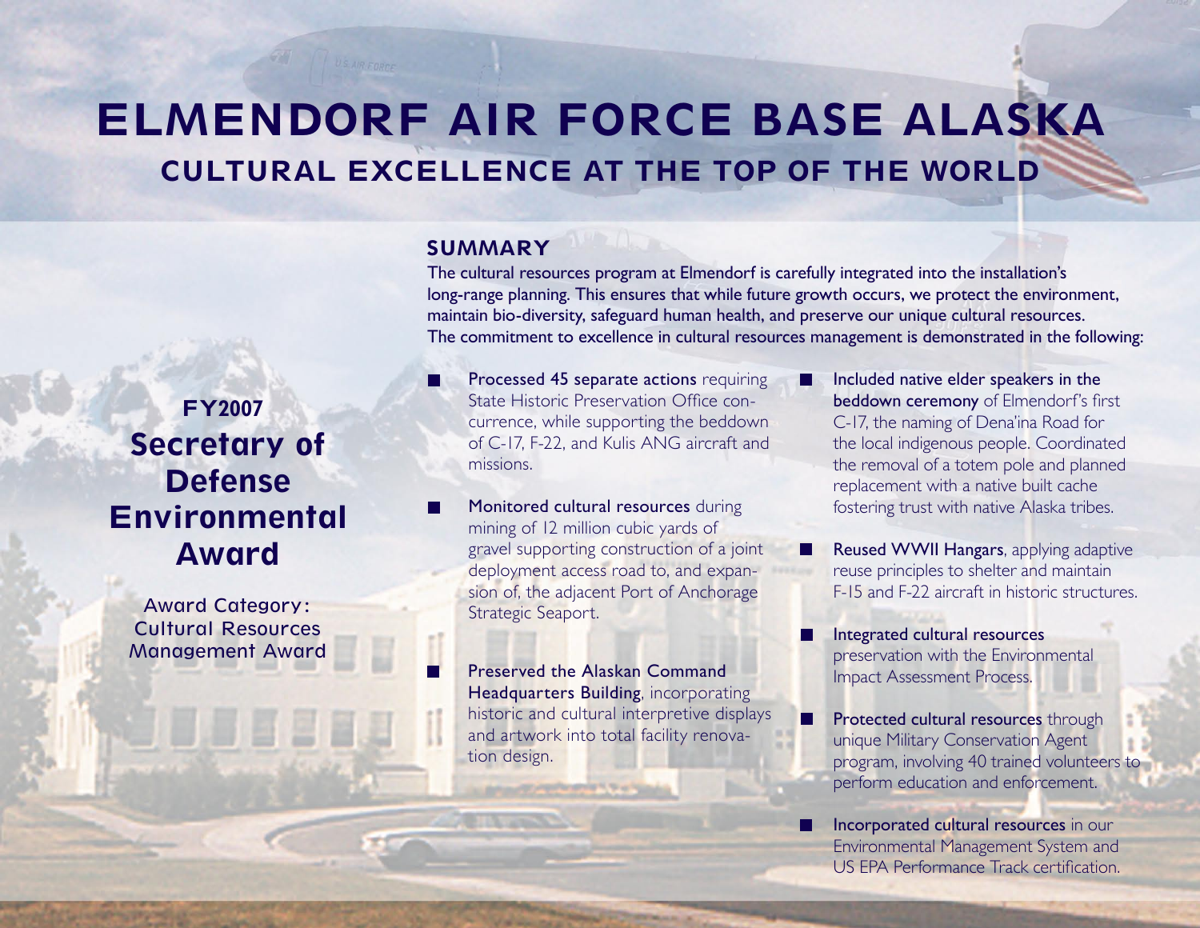# ELMENDORF AIR FORCE BASE ALASKA

## CULTURAL EXCELLENCE AT THE TOP OF THE WORLD

**FY2007**

**Secretary of Defense Environmental Award**

Award Category: Cultural Resources Management Award

### SUMMARY

The cultural resources program at Elmendorf is carefully integrated into the installation's long-range planning. This ensures that while future growth occurs, we protect the environment, maintain bio-diversity, safeguard human health, and preserve our unique cultural resources. The commitment to excellence in cultural resources management is demonstrated in the following:

- **Processed 45 separate actions** requiring State Historic Preservation Office concurrence, while supporting the beddown of C-17, F-22, and Kulis ANG aircraft and missions.
- **Monitored cultural resources** during mining of 12 million cubic yards of gravel supporting construction of a joint deployment access road to, and expansion of, the adjacent Port of Anchorage Strategic Seaport.
- **Preserved the Alaskan Command Headquarters Building**, incorporating historic and cultural interpretive displays and artwork into total facility renovation design.
- **Included native elder speakers in the beddown ceremony** of Elmendorf's first C-17, the naming of Dena'ina Road for the local indigenous people. Coordinated the removal of a totem pole and planned replacement with a native built cache fostering trust with native Alaska tribes.
- **Reused WWII Hangars**, applying adaptive reuse principles to shelter and maintain F-15 and F-22 aircraft in historic structures.
- **Integrated cultural resources** preservation with the Environmental Impact Assessment Process.
- **Protected cultural resources** through unique Military Conservation Agent program, involving 40 trained volunteers to perform education and enforcement.
- **Incorporated cultural resources** in our Environmental Management System and US EPA Performance Track certification.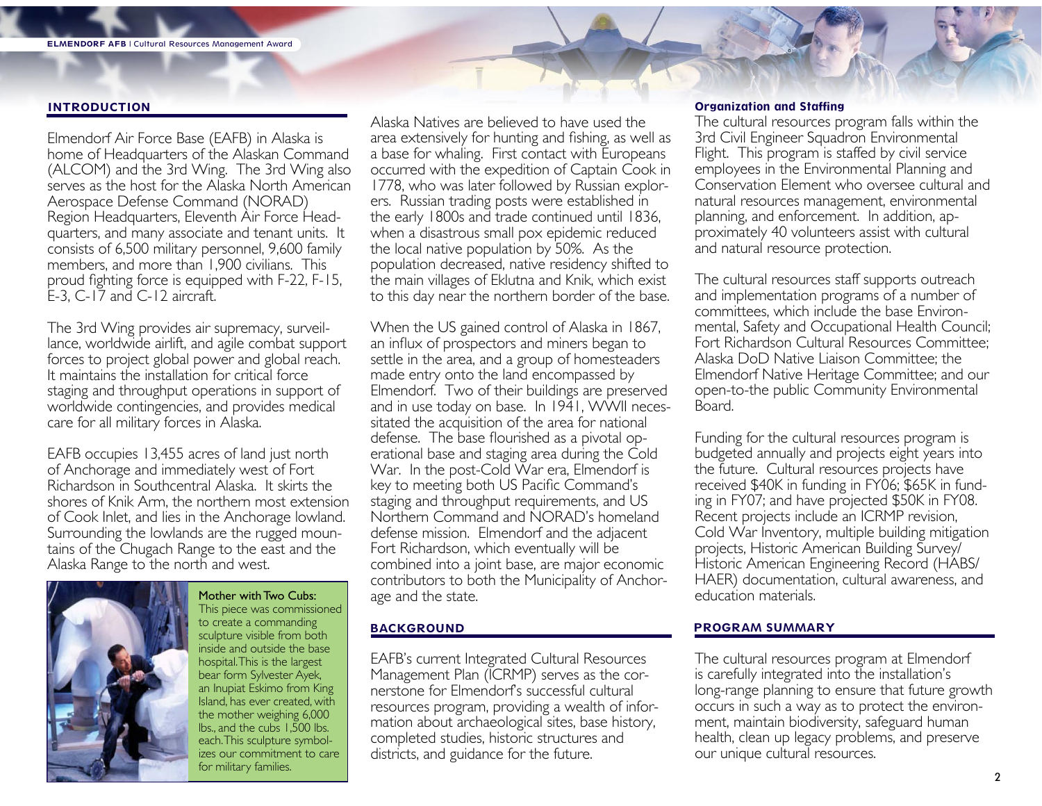## INTRODUCTION

Elmendorf Air Force Base (EAFB) in Alaska is home of Headquarters of the Alaskan Command (ALCOM) and the 3rd Wing. The 3rd Wing also serves as the host for the Alaska North American Aerospace Defense Command (NORAD) Region Headquarters, Eleventh Air Force Headquarters, and many associate and tenant units. It consists of 6,500 military personnel, 9,600 family members, and more than 1,900 civilians. This proud fighting force is equipped with F-22, F-15, E-3, C-17 and C-12 aircraft.

The 3rd Wing provides air supremacy, surveillance, worldwide airlift, and agile combat support forces to project global power and global reach. It maintains the installation for critical force staging and throughput operations in support of worldwide contingencies, and provides medical care for all military forces in Alaska.

EAFB occupies 13,455 acres of land just north of Anchorage and immediately west of Fort Richardson in Southcentral Alaska. It skirts the shores of Knik Arm, the northern most extension of Cook Inlet, and lies in the Anchorage lowland. Surrounding the lowlands are the rugged mountains of the Chugach Range to the east and the Alaska Range to the north and west.

**Mother with Two Cubs:** This piece was commissioned to create a commanding sculpture visible from both inside and outside the base hospital. This is the largest bear form Sylvester Ayek, an Inupiat Eskimo from King Island, has ever created, with the mother weighing 6,000 lbs., and the cubs 1,500 lbs. each. This sculpture symbolizes our commitment to care for military families.

Alaska Natives are believed to have used the area extensively for hunting and fishing, as well as a base for whaling. First contact with Europeans occurred with the expedition of Captain Cook in 1778, who was later followed by Russian explorers. Russian trading posts were established in the early 1800s and trade continued until 1836, when a disastrous small pox epidemic reduced the local native population by 50%. As the population decreased, native residency shifted to the main villages of Eklutna and Knik, which exist to this day near the northern border of the base.

When the US gained control of Alaska in 1867, an influx of prospectors and miners began to settle in the area, and a group of homesteaders made entry onto the land encompassed by Elmendorf. Two of their buildings are preserved and in use today on base. In 1941, WWII necessitated the acquisition of the area for national defense. The base flourished as a pivotal operational base and staging area during the Cold War. In the post-Cold War era, Elmendorf is key to meeting both US Pacific Command's staging and throughput requirements, and US Northern Command and NORAD's homeland defense mission. Elmendorf and the adjacent Fort Richardson, which eventually will be combined into a joint base, are major economic contributors to both the Municipality of Anchorage and the state.

## BACKGROUND

EAFB's current Integrated Cultural Resources Management Plan (ICRMP) serves as the cornerstone for Elmendorf's successful cultural resources program, providing a wealth of information about archaeological sites, base history, completed studies, historic structures and districts, and guidance for the future.

### Organization and Staffing

The cultural resources program falls within the 3rd Civil Engineer Squadron Environmental Flight. This program is staffed by civil service employees in the Environmental Planning and Conservation Element who oversee cultural and natural resources management, environmental planning, and enforcement. In addition, approximately 40 volunteers assist with cultural and natural resource protection.

The cultural resources staff supports outreach and implementation programs of a number of committees, which include the base Environmental, Safety and Occupational Health Council; Fort Richardson Cultural Resources Committee; Alaska DoD Native Liaison Committee; the Elmendorf Native Heritage Committee; and our open-to-the public Community Environmental Board.

Funding for the cultural resources program is budgeted annually and projects eight years into the future. Cultural resources projects have received $40K in funding in FY06; $65K in funding in FY07; and have projected $50K in FY08. Recent projects include an ICRMP revision, Cold War Inventory, multiple building mitigation projects, Historic American Building Survey/ Historic American Engineering Record (HABS/ HAER) documentation, cultural awareness, and education materials.

## PROGRAM SUMMARY

The cultural resources program at Elmendorf is carefully integrated into the installation's long-range planning to ensure that future growth occurs in such a way as to protect the environment, maintain biodiversity, safeguard human health, clean up legacy problems, and preserve our unique cultural resources.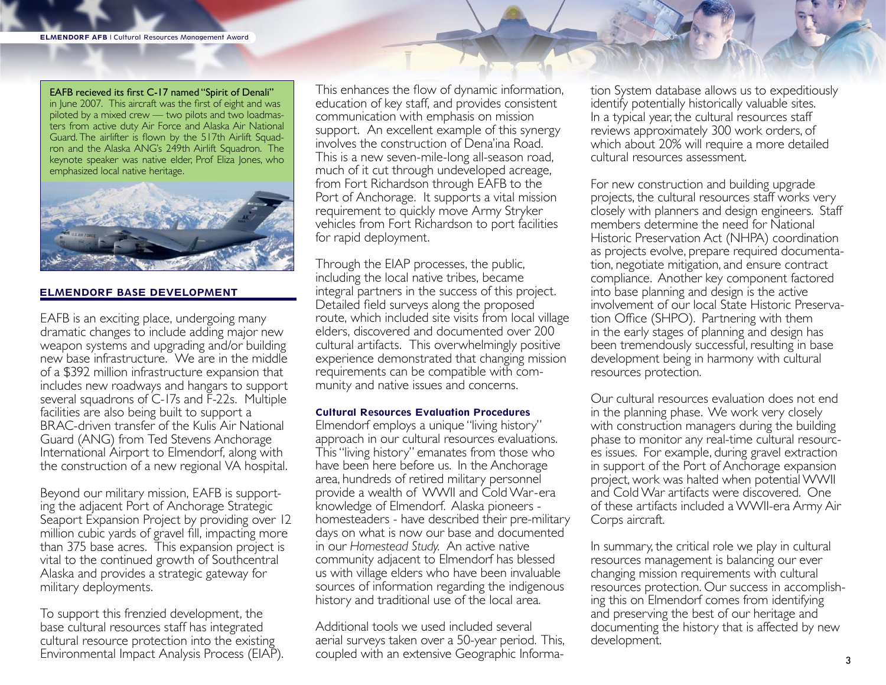**EAFB recieved its first C-17 named "Spirit of Denali"** in June 2007. This aircraft was the first of eight and was piloted by a mixed crew — two pilots and two loadmasters from active duty Air Force and Alaska Air National Guard. The airlifter is flown by the 517th Airlift Squadron and the Alaska ANG's 249th Airlift Squadron. The keynote speaker was native elder, Prof Eliza Jones, who emphasized local native heritage.

## ELMENDORF BASE DEVELOPMENT

EAFB is an exciting place, undergoing many dramatic changes to include adding major new weapon systems and upgrading and/or building new base infrastructure. We are in the middle of a $392 million infrastructure expansion that includes new roadways and hangars to support several squadrons of C-17s and F-22s. Multiple facilities are also being built to support a BRAC-driven transfer of the Kulis Air National Guard (ANG) from Ted Stevens Anchorage International Airport to Elmendorf, along with the construction of a new regional VA hospital.

Beyond our military mission, EAFB is supporting the adjacent Port of Anchorage Strategic Seaport Expansion Project by providing over 12 million cubic yards of gravel fill, impacting more than 375 base acres. This expansion project is vital to the continued growth of Southcentral Alaska and provides a strategic gateway for military deployments.

To support this frenzied development, the base cultural resources staff has integrated cultural resource protection into the existing Environmental Impact Analysis Process (EIAP). This enhances the flow of dynamic information, education of key staff, and provides consistent communication with emphasis on mission support. An excellent example of this synergy involves the construction of Dena'ina Road. This is a new seven-mile-long all-season road, much of it cut through undeveloped acreage, from Fort Richardson through EAFB to the Port of Anchorage. It supports a vital mission requirement to quickly move Army Stryker vehicles from Fort Richardson to port facilities for rapid deployment.

Through the EIAP processes, the public, including the local native tribes, became integral partners in the success of this project. Detailed field surveys along the proposed route, which included site visits from local village elders, discovered and documented over 200 cultural artifacts. This overwhelmingly positive experience demonstrated that changing mission requirements can be compatible with community and native issues and concerns.

### Cultural Resources Evaluation Procedures

Elmendorf employs a unique "living history" approach in our cultural resources evaluations. This "living history" emanates from those who have been here before us. In the Anchorage area, hundreds of retired military personnel provide a wealth of WWII and Cold War-era knowledge of Elmendorf. Alaska pioneers - homesteaders - have described their pre-military days on what is now our base and documented in our *Homestead Study*. An active native community adjacent to Elmendorf has blessed us with village elders who have been invaluable sources of information regarding the indigenous history and traditional use of the local area.

Additional tools we used included several aerial surveys taken over a 50-year period. This, coupled with an extensive Geographic Information System database allows us to expeditiously identify potentially historically valuable sites. In a typical year, the cultural resources staff reviews approximately 300 work orders, of which about 20% will require a more detailed cultural resources assessment.

For new construction and building upgrade projects, the cultural resources staff works very closely with planners and design engineers. Staff members determine the need for National Historic Preservation Act (NHPA) coordination as projects evolve, prepare required documentation, negotiate mitigation, and ensure contract compliance. Another key component factored into base planning and design is the active involvement of our local State Historic Preservation Office (SHPO). Partnering with them in the early stages of planning and design has been tremendously successful, resulting in base development being in harmony with cultural resources protection.

Our cultural resources evaluation does not end in the planning phase. We work very closely with construction managers during the building phase to monitor any real-time cultural resources issues. For example, during gravel extraction in support of the Port of Anchorage expansion project, work was halted when potential WWII and Cold War artifacts were discovered. One of these artifacts included a WWII-era Army Air Corps aircraft.

In summary, the critical role we play in cultural resources management is balancing our ever changing mission requirements with cultural resources protection. Our success in accomplishing this on Elmendorf comes from identifying and preserving the best of our heritage and documenting the history that is affected by new development.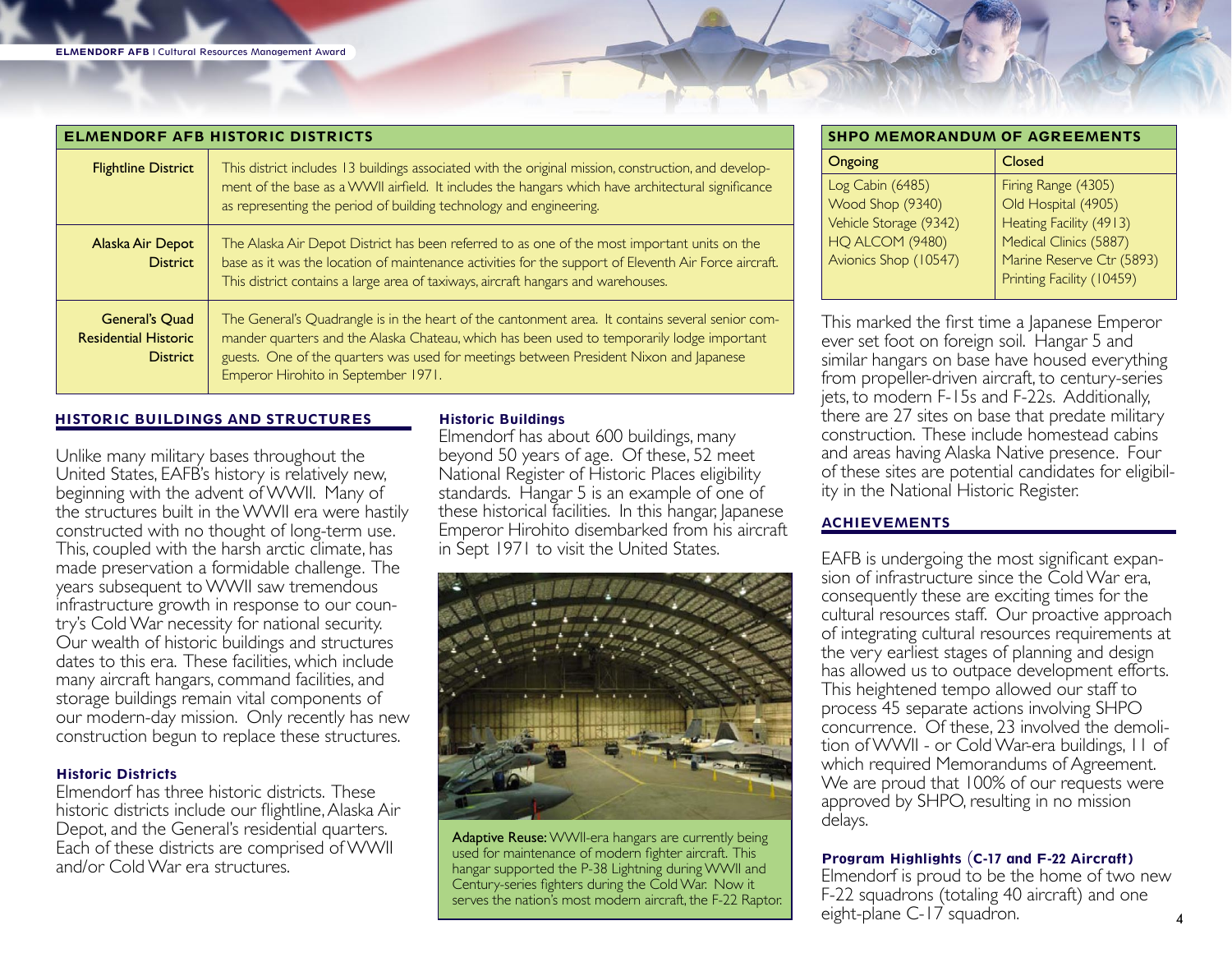## ELMENDORF AFB HISTORIC DISTRICTS

| District | Description |
|---|---|
| Flightline District | This district includes 13 buildings associated with the original mission, construction, and development of the base as a WWII airfield. It includes the hangars which have architectural significance as representing the period of building technology and engineering. |
| Alaska Air Depot District | The Alaska Air Depot District has been referred to as one of the most important units on the base as it was the location of maintenance activities for the support of Eleventh Air Force aircraft. This district contains a large area of taxiways, aircraft hangars and warehouses. |
| General's Quad Residential Historic District | The General's Quadrangle is in the heart of the cantonment area. It contains several senior commander quarters and the Alaska Chateau, which has been used to temporarily lodge important guests. One of the quarters was used for meetings between President Nixon and Japanese Emperor Hirohito in September 1971. |

## SHPO MEMORANDUM OF AGREEMENTS

| Ongoing | Closed |
|---|---|
| Log Cabin (6485) | Firing Range (4305) |
| Wood Shop (9340) | Old Hospital (4905) |
| Vehicle Storage (9342) | Heating Facility (4913) |
| HQ ALCOM (9480) | Medical Clinics (5887) |
| Avionics Shop (10547) | Marine Reserve Ctr (5893) |
| | Printing Facility (10459) |

## HISTORIC BUILDINGS AND STRUCTURES

Unlike many military bases throughout the United States, EAFB's history is relatively new, beginning with the advent of WWII. Many of the structures built in the WWII era were hastily constructed with no thought of long-term use. This, coupled with the harsh arctic climate, has made preservation a formidable challenge. The years subsequent to WWII saw tremendous infrastructure growth in response to our country's Cold War necessity for national security. Our wealth of historic buildings and structures dates to this era. These facilities, which include many aircraft hangars, command facilities, and storage buildings remain vital components of our modern-day mission. Only recently has new construction begun to replace these structures.

### Historic Districts

Elmendorf has three historic districts. These historic districts include our flightline, Alaska Air Depot, and the General's residential quarters. Each of these districts are comprised of WWII and/or Cold War era structures.

### Historic Buildings

Elmendorf has about 600 buildings, many beyond 50 years of age. Of these, 52 meet National Register of Historic Places eligibility standards. Hangar 5 is an example of one of these historical facilities. In this hangar, Japanese Emperor Hirohito disembarked from his aircraft in Sept 1971 to visit the United States.

**Adaptive Reuse:** WWII-era hangars are currently being used for maintenance of modern fighter aircraft. This hangar supported the P-38 Lightning during WWII and Century-series fighters during the Cold War. Now it serves the nation's most modern aircraft, the F-22 Raptor.

This marked the first time a Japanese Emperor ever set foot on foreign soil. Hangar 5 and similar hangars on base have housed everything from propeller-driven aircraft, to century-series jets, to modern F-15s and F-22s. Additionally, there are 27 sites on base that predate military construction. These include homestead cabins and areas having Alaska Native presence. Four of these sites are potential candidates for eligibility in the National Historic Register.

## ACHIEVEMENTS

EAFB is undergoing the most significant expansion of infrastructure since the Cold War era, consequently these are exciting times for the cultural resources staff. Our proactive approach of integrating cultural resources requirements at the very earliest stages of planning and design has allowed us to outpace development efforts. This heightened tempo allowed our staff to process 45 separate actions involving SHPO concurrence. Of these, 23 involved the demolition of WWII - or Cold War-era buildings, 11 of which required Memorandums of Agreement. We are proud that 100% of our requests were approved by SHPO, resulting in no mission delays.

### Program Highlights (C-17 and F-22 Aircraft)

Elmendorf is proud to be the home of two new F-22 squadrons (totaling 40 aircraft) and one eight-plane C-17 squadron.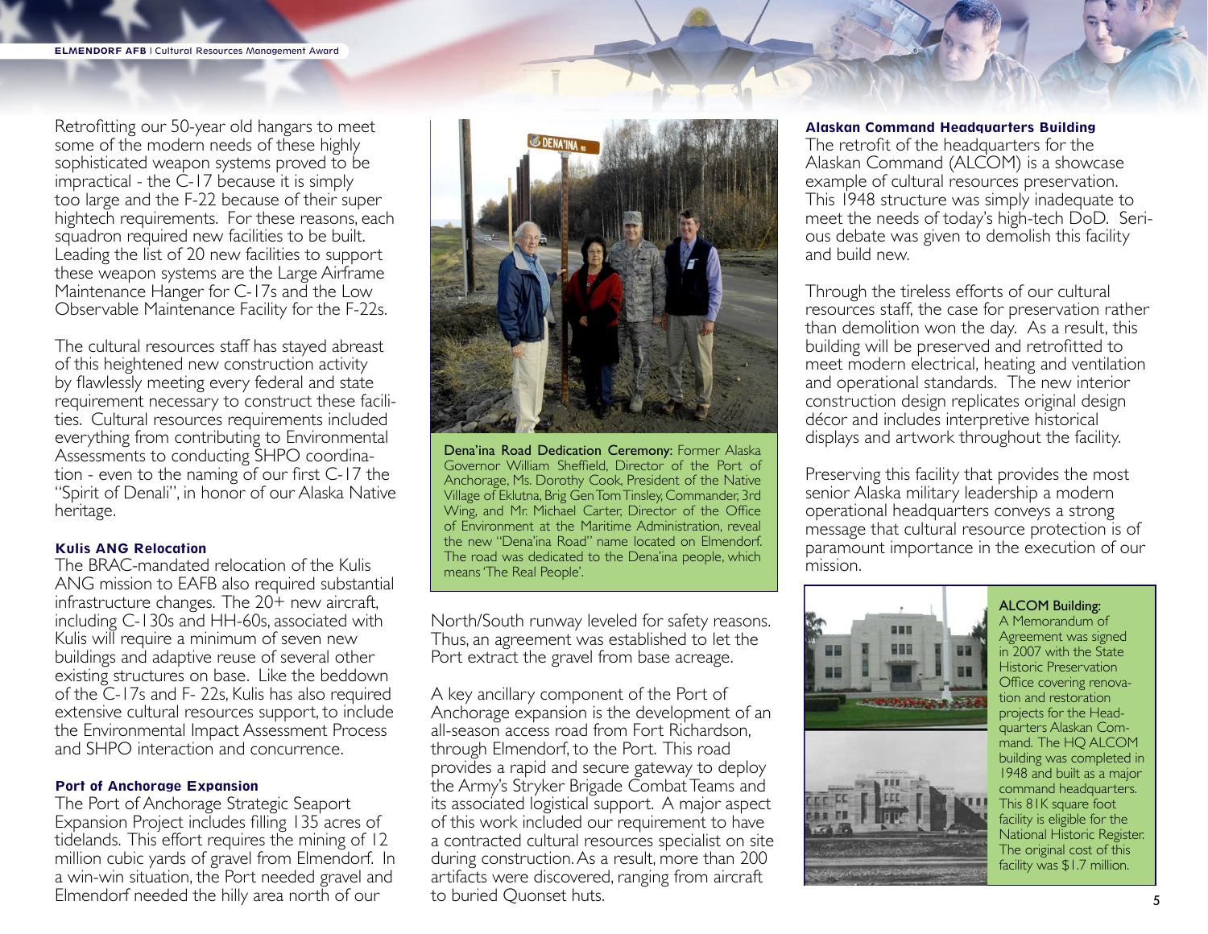Retrofitting our 50-year old hangars to meet some of the modern needs of these highly sophisticated weapon systems proved to be impractical - the C-17 because it is simply too large and the F-22 because of their super hightech requirements. For these reasons, each squadron required new facilities to be built. Leading the list of 20 new facilities to support these weapon systems are the Large Airframe Maintenance Hanger for C-17s and the Low Observable Maintenance Facility for the F-22s.

The cultural resources staff has stayed abreast of this heightened new construction activity by flawlessly meeting every federal and state requirement necessary to construct these facilities. Cultural resources requirements included everything from contributing to Environmental Assessments to conducting SHPO coordination - even to the naming of our first C-17 the "Spirit of Denali", in honor of our Alaska Native heritage.

### Kulis ANG Relocation

The BRAC-mandated relocation of the Kulis ANG mission to EAFB also required substantial infrastructure changes. The 20+ new aircraft, including C-130s and HH-60s, associated with Kulis will require a minimum of seven new buildings and adaptive reuse of several other existing structures on base. Like the beddown of the C-17s and F- 22s, Kulis has also required extensive cultural resources support, to include the Environmental Impact Assessment Process and SHPO interaction and concurrence.

### Port of Anchorage Expansion

The Port of Anchorage Strategic Seaport Expansion Project includes filling 135 acres of tidelands. This effort requires the mining of 12 million cubic yards of gravel from Elmendorf. In a win-win situation, the Port needed gravel and Elmendorf needed the hilly area north of our North/South runway leveled for safety reasons. Thus, an agreement was established to let the Port extract the gravel from base acreage.

**Dena'ina Road Dedication Ceremony:** Former Alaska Governor William Sheffield, Director of the Port of Anchorage, Ms. Dorothy Cook, President of the Native Village of Eklutna, Brig Gen Tom Tinsley, Commander, 3rd Wing, and Mr. Michael Carter, Director of the Office of Environment at the Maritime Administration, reveal the new "Dena'ina Road" name located on Elmendorf. The road was dedicated to the Dena'ina people, which means 'The Real People'.

A key ancillary component of the Port of Anchorage expansion is the development of an all-season access road from Fort Richardson, through Elmendorf, to the Port. This road provides a rapid and secure gateway to deploy the Army's Stryker Brigade Combat Teams and its associated logistical support. A major aspect of this work included our requirement to have a contracted cultural resources specialist on site during construction. As a result, more than 200 artifacts were discovered, ranging from aircraft to buried Quonset huts.

### Alaskan Command Headquarters Building

The retrofit of the headquarters for the Alaskan Command (ALCOM) is a showcase example of cultural resources preservation. This 1948 structure was simply inadequate to meet the needs of today's high-tech DoD. Serious debate was given to demolish this facility and build new.

Through the tireless efforts of our cultural resources staff, the case for preservation rather than demolition won the day. As a result, this building will be preserved and retrofitted to meet modern electrical, heating and ventilation and operational standards. The new interior construction design replicates original design décor and includes interpretive historical displays and artwork throughout the facility.

Preserving this facility that provides the most senior Alaska military leadership a modern operational headquarters conveys a strong message that cultural resource protection is of paramount importance in the execution of our mission.

**ALCOM Building:** A Memorandum of Agreement was signed in 2007 with the State Historic Preservation Office covering renovation and restoration projects for the Headquarters Alaskan Command. The HQ ALCOM building was completed in 1948 and built as a major command headquarters. This 81K square foot facility is eligible for the National Historic Register. The original cost of this facility was $1.7 million.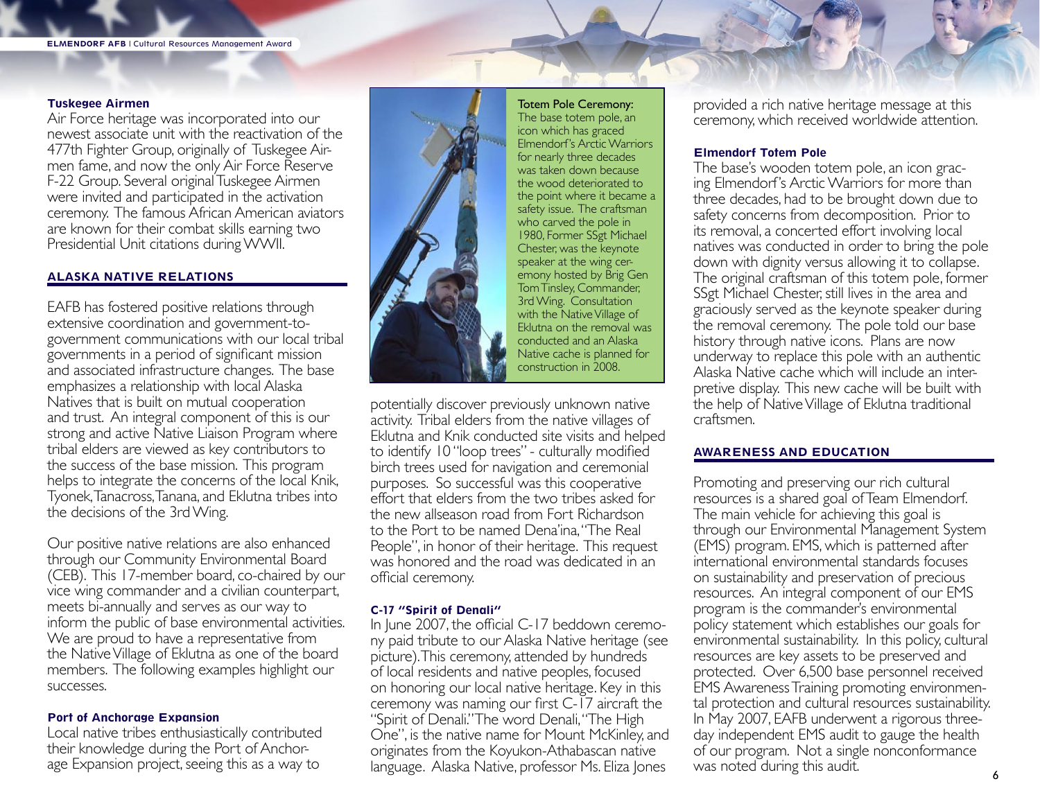### Tuskegee Airmen

Air Force heritage was incorporated into our newest associate unit with the reactivation of the 477th Fighter Group, originally of Tuskegee Airmen fame, and now the only Air Force Reserve F-22 Group. Several original Tuskegee Airmen were invited and participated in the activation ceremony. The famous African American aviators are known for their combat skills earning two Presidential Unit citations during WWII.

## ALASKA NATIVE RELATIONS

EAFB has fostered positive relations through extensive coordination and government-to-government communications with our local tribal governments in a period of significant mission and associated infrastructure changes. The base emphasizes a relationship with local Alaska Natives that is built on mutual cooperation and trust. An integral component of this is our strong and active Native Liaison Program where tribal elders are viewed as key contributors to the success of the base mission. This program helps to integrate the concerns of the local Knik, Tyonek, Tanacross, Tanana, and Eklutna tribes into the decisions of the 3rd Wing.

Our positive native relations are also enhanced through our Community Environmental Board (CEB). This 17-member board, co-chaired by our vice wing commander and a civilian counterpart, meets bi-annually and serves as our way to inform the public of base environmental activities. We are proud to have a representative from the Native Village of Eklutna as one of the board members. The following examples highlight our successes.

### Port of Anchorage Expansion

Local native tribes enthusiastically contributed their knowledge during the Port of Anchorage Expansion project, seeing this as a way to potentially discover previously unknown native activity. Tribal elders from the native villages of Eklutna and Knik conducted site visits and helped to identify 10 "loop trees" - culturally modified birch trees used for navigation and ceremonial purposes. So successful was this cooperative effort that elders from the two tribes asked for the new allseason road from Fort Richardson to the Port to be named Dena'ina, "The Real People", in honor of their heritage. This request was honored and the road was dedicated in an official ceremony.

**Totem Pole Ceremony:** The base totem pole, an icon which has graced Elmendorf's Arctic Warriors for nearly three decades was taken down because the wood deteriorated to the point where it became a safety issue. The craftsman who carved the pole in 1980, Former SSgt Michael Chester, was the keynote speaker at the wing ceremony hosted by Brig Gen Tom Tinsley, Commander, 3rd Wing. Consultation with the Native Village of Eklutna on the removal was conducted and an Alaska Native cache is planned for construction in 2008.

### C-17 "Spirit of Denali"

In June 2007, the official C-17 beddown ceremony paid tribute to our Alaska Native heritage (see picture). This ceremony, attended by hundreds of local residents and native peoples, focused on honoring our local native heritage. Key in this ceremony was naming our first C-17 aircraft the "Spirit of Denali." The word Denali, "The High One", is the native name for Mount McKinley, and originates from the Koyukon-Athabascan native language. Alaska Native, professor Ms. Eliza Jones provided a rich native heritage message at this ceremony, which received worldwide attention.

### Elmendorf Totem Pole

The base's wooden totem pole, an icon gracing Elmendorf's Arctic Warriors for more than three decades, had to be brought down due to safety concerns from decomposition. Prior to its removal, a concerted effort involving local natives was conducted in order to bring the pole down with dignity versus allowing it to collapse. The original craftsman of this totem pole, former SSgt Michael Chester, still lives in the area and graciously served as the keynote speaker during the removal ceremony. The pole told our base history through native icons. Plans are now underway to replace this pole with an authentic Alaska Native cache which will include an interpretive display. This new cache will be built with the help of Native Village of Eklutna traditional craftsmen.

## AWARENESS AND EDUCATION

Promoting and preserving our rich cultural resources is a shared goal of Team Elmendorf. The main vehicle for achieving this goal is through our Environmental Management System (EMS) program. EMS, which is patterned after international environmental standards focuses on sustainability and preservation of precious resources. An integral component of our EMS program is the commander's environmental policy statement which establishes our goals for environmental sustainability. In this policy, cultural resources are key assets to be preserved and protected. Over 6,500 base personnel received EMS Awareness Training promoting environmental protection and cultural resources sustainability. In May 2007, EAFB underwent a rigorous three-day independent EMS audit to gauge the health of our program. Not a single nonconformance was noted during this audit.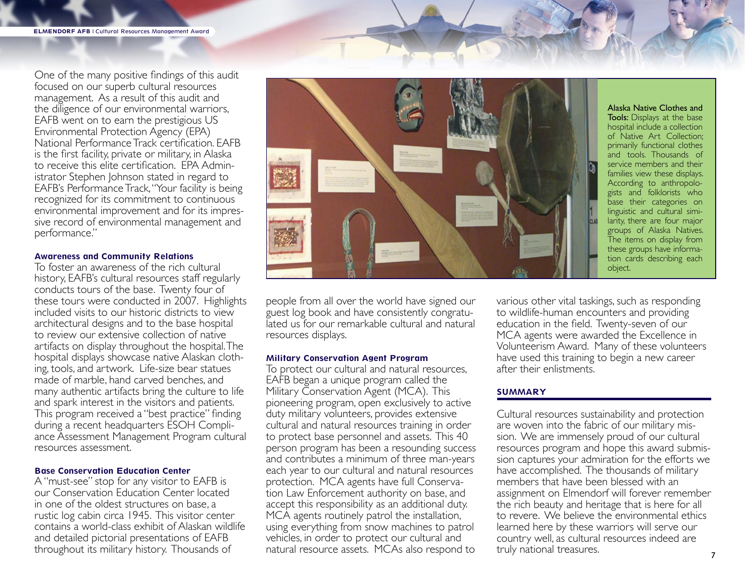One of the many positive findings of this audit focused on our superb cultural resources management. As a result of this audit and the diligence of our environmental warriors, EAFB went on to earn the prestigious US Environmental Protection Agency (EPA) National Performance Track certification. EAFB is the first facility, private or military, in Alaska to receive this elite certification. EPA Administrator Stephen Johnson stated in regard to EAFB's Performance Track, "Your facility is being recognized for its commitment to continuous environmental improvement and for its impressive record of environmental management and performance."

### Awareness and Community Relations

To foster an awareness of the rich cultural history, EAFB's cultural resources staff regularly conducts tours of the base. Twenty four of these tours were conducted in 2007. Highlights included visits to our historic districts to view architectural designs and to the base hospital to review our extensive collection of native artifacts on display throughout the hospital. The hospital displays showcase native Alaskan clothing, tools, and artwork. Life-size bear statues made of marble, hand carved benches, and many authentic artifacts bring the culture to life and spark interest in the visitors and patients. This program received a "best practice" finding during a recent headquarters ESOH Compliance Assessment Management Program cultural resources assessment.

### Base Conservation Education Center

A "must-see" stop for any visitor to EAFB is our Conservation Education Center located in one of the oldest structures on base, a rustic log cabin circa 1945. This visitor center contains a world-class exhibit of Alaskan wildlife and detailed pictorial presentations of EAFB throughout its military history. Thousands of people from all over the world have signed our guest log book and have consistently congratulated us for our remarkable cultural and natural resources displays.

**Alaska Native Clothes and Tools:** Displays at the base hospital include a collection of Native Art Collection; primarily functional clothes and tools. Thousands of service members and their families view these displays. According to anthropologists and folklorists who base their categories on linguistic and cultural similarity, there are four major groups of Alaska Natives. The items on display from these groups have information cards describing each object.

### Military Conservation Agent Program

To protect our cultural and natural resources, EAFB began a unique program called the Military Conservation Agent (MCA). This pioneering program, open exclusively to active duty military volunteers, provides extensive cultural and natural resources training in order to protect base personnel and assets. This 40 person program has been a resounding success and contributes a minimum of three man-years each year to our cultural and natural resources protection. MCA agents have full Conservation Law Enforcement authority on base, and accept this responsibility as an additional duty. MCA agents routinely patrol the installation, using everything from snow machines to patrol vehicles, in order to protect our cultural and natural resource assets. MCAs also respond to various other vital taskings, such as responding to wildlife-human encounters and providing education in the field. Twenty-seven of our MCA agents were awarded the Excellence in Volunteerism Award. Many of these volunteers have used this training to begin a new career after their enlistments.

## SUMMARY

Cultural resources sustainability and protection are woven into the fabric of our military mission. We are immensely proud of our cultural resources program and hope this award submission captures your admiration for the efforts we have accomplished. The thousands of military members that have been blessed with an assignment on Elmendorf will forever remember the rich beauty and heritage that is here for all to revere. We believe the environmental ethics learned here by these warriors will serve our country well, as cultural resources indeed are truly national treasures.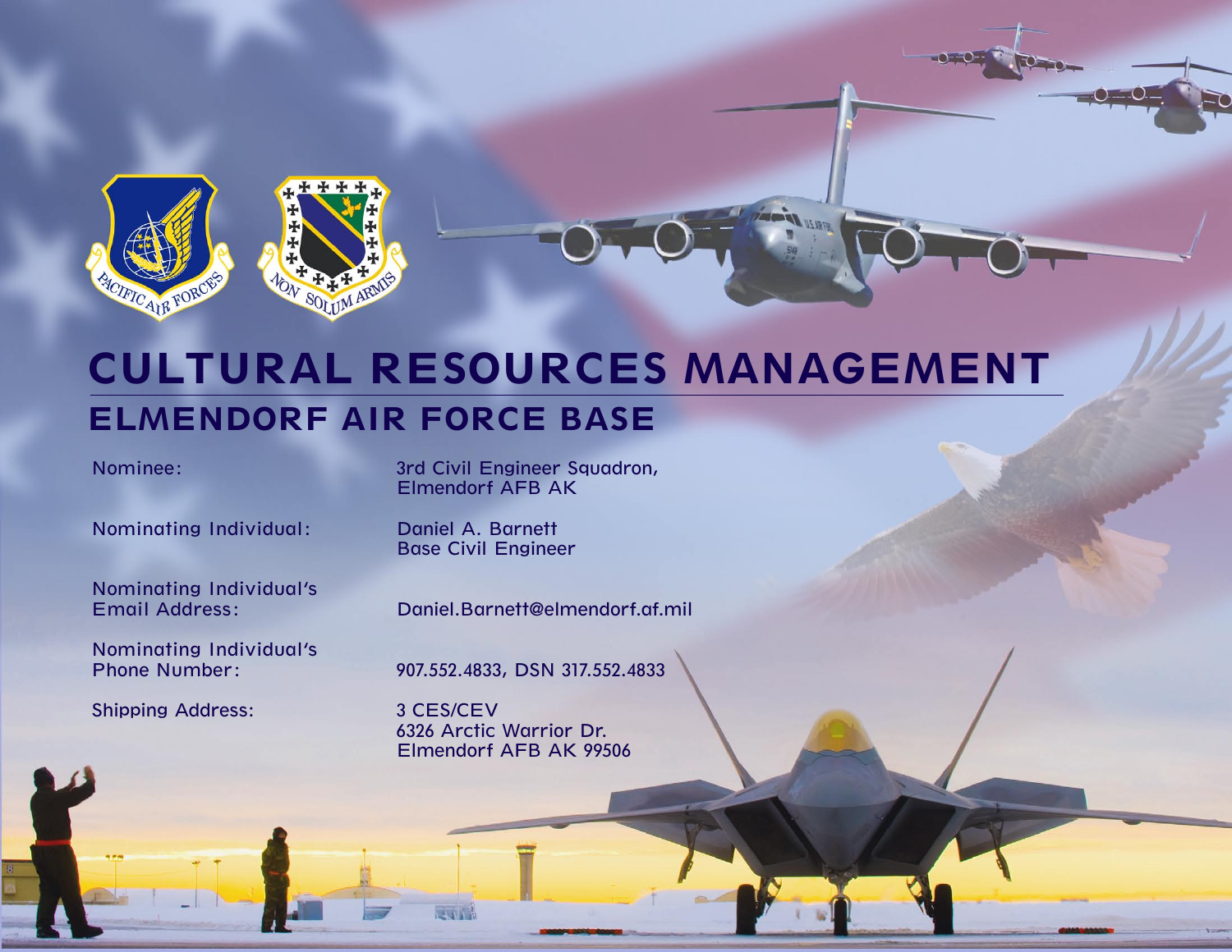# CULTURAL RESOURCES MANAGEMENT

## ELMENDORF AIR FORCE BASE

| | |
|---|---|
| Nominee: | 3rd Civil Engineer Squadron, Elmendorf AFB AK |
| Nominating Individual: | Daniel A. Barnett<br>Base Civil Engineer |
| Nominating Individual's Email Address: | Daniel.Barnett@elmendorf.af.mil |
| Nominating Individual's Phone Number: | 907.552.4833, DSN 317.552.4833 |
| Shipping Address: | 3 CES/CEV<br>6326 Arctic Warrior Dr.<br>Elmendorf AFB AK 99506 |